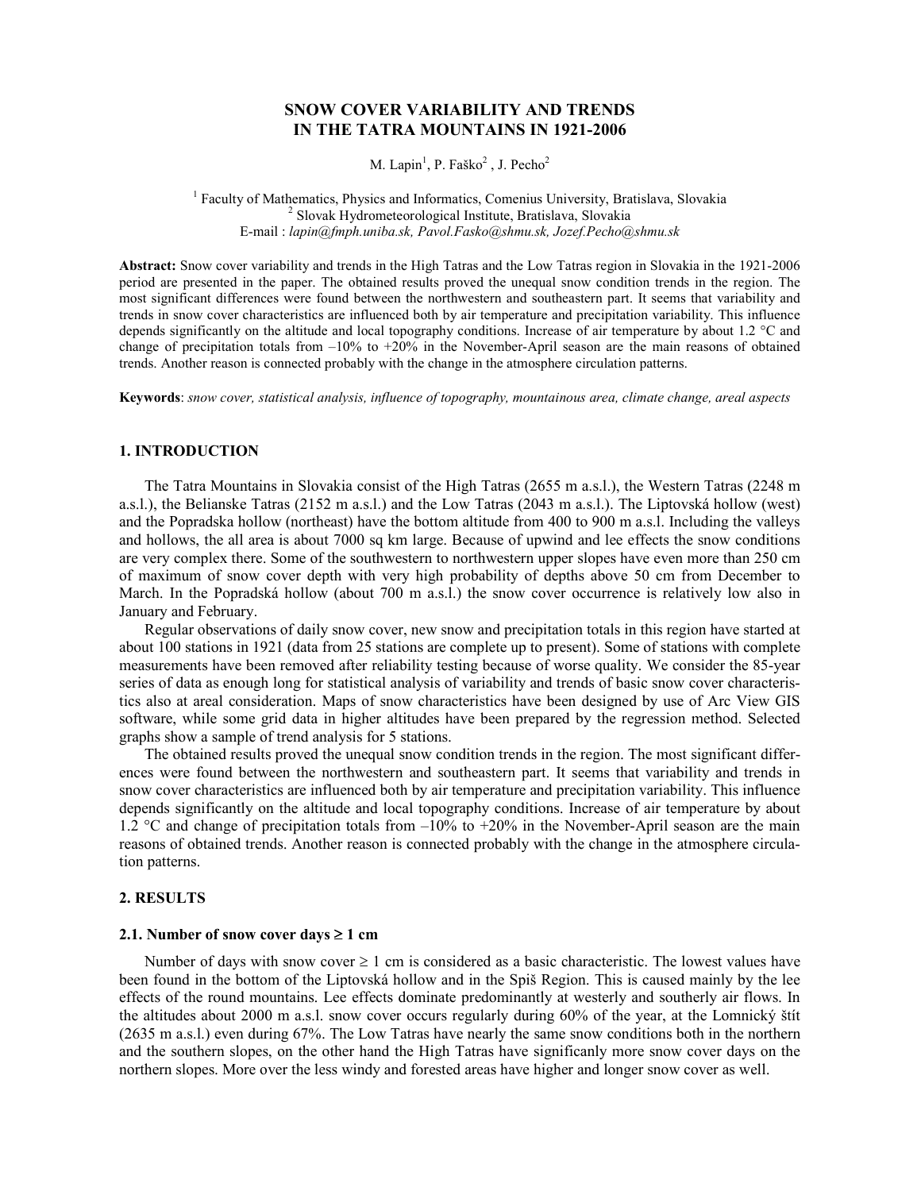# SNOW COVER VARIABILITY AND TRENDS IN THE TATRA MOUNTAINS IN 1921-2006

M. Lapin[1], P. Faško[2] , J. Pecho[2]

[1] Faculty of Mathematics, Physics and Informatics, Comenius University, Bratislava, Slovakia
[2] Slovak Hydrometeorological Institute, Bratislava, Slovakia
E-mail : *lapin@fmph.uniba.sk, Pavol.Fasko@shmu.sk, Jozef.Pecho@shmu.sk*

**Abstract:** Snow cover variability and trends in the High Tatras and the Low Tatras region in Slovakia in the 1921-2006 period are presented in the paper. The obtained results proved the unequal snow condition trends in the region. The most significant differences were found between the northwestern and southeastern part. It seems that variability and trends in snow cover characteristics are influenced both by air temperature and precipitation variability. This influence depends significantly on the altitude and local topography conditions. Increase of air temperature by about 1.2 °C and change of precipitation totals from –10% to +20% in the November-April season are the main reasons of obtained trends. Another reason is connected probably with the change in the atmosphere circulation patterns.

**Keywords**: *snow cover, statistical analysis, influence of topography, mountainous area, climate change, areal aspects*

## 1. INTRODUCTION

The Tatra Mountains in Slovakia consist of the High Tatras (2655 m a.s.l.), the Western Tatras (2248 m a.s.l.), the Belianske Tatras (2152 m a.s.l.) and the Low Tatras (2043 m a.s.l.). The Liptovská hollow (west) and the Popradska hollow (northeast) have the bottom altitude from 400 to 900 m a.s.l. Including the valleys and hollows, the all area is about 7000 sq km large. Because of upwind and lee effects the snow conditions are very complex there. Some of the southwestern to northwestern upper slopes have even more than 250 cm of maximum of snow cover depth with very high probability of depths above 50 cm from December to March. In the Popradská hollow (about 700 m a.s.l.) the snow cover occurrence is relatively low also in January and February.

Regular observations of daily snow cover, new snow and precipitation totals in this region have started at about 100 stations in 1921 (data from 25 stations are complete up to present). Some of stations with complete measurements have been removed after reliability testing because of worse quality. We consider the 85-year series of data as enough long for statistical analysis of variability and trends of basic snow cover characteristics also at areal consideration. Maps of snow characteristics have been designed by use of Arc View GIS software, while some grid data in higher altitudes have been prepared by the regression method. Selected graphs show a sample of trend analysis for 5 stations.

The obtained results proved the unequal snow condition trends in the region. The most significant differences were found between the northwestern and southeastern part. It seems that variability and trends in snow cover characteristics are influenced both by air temperature and precipitation variability. This influence depends significantly on the altitude and local topography conditions. Increase of air temperature by about 1.2 °C and change of precipitation totals from –10% to +20% in the November-April season are the main reasons of obtained trends. Another reason is connected probably with the change in the atmosphere circulation patterns.

## 2. RESULTS

### 2.1. Number of snow cover days ≥ 1 cm

Number of days with snow cover ≥ 1 cm is considered as a basic characteristic. The lowest values have been found in the bottom of the Liptovská hollow and in the Spiš Region. This is caused mainly by the lee effects of the round mountains. Lee effects dominate predominantly at westerly and southerly air flows. In the altitudes about 2000 m a.s.l. snow cover occurs regularly during 60% of the year, at the Lomnický štít (2635 m a.s.l.) even during 67%. The Low Tatras have nearly the same snow conditions both in the northern and the southern slopes, on the other hand the High Tatras have significanly more snow cover days on the northern slopes. More over the less windy and forested areas have higher and longer snow cover as well.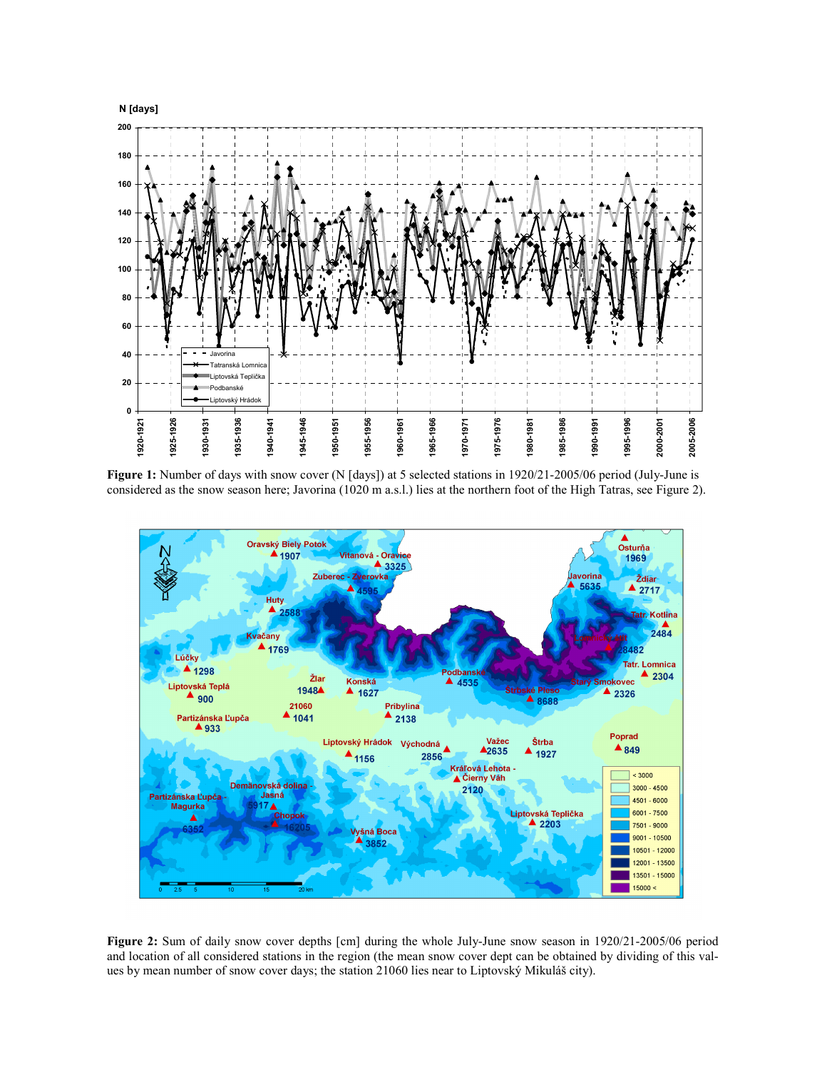**Figure 1:** Number of days with snow cover (N [days]) at 5 selected stations in 1920/21-2005/06 period (July-June is considered as the snow season here; Javorina (1020 m a.s.l.) lies at the northern foot of the High Tatras, see Figure 2).

**Figure 2:** Sum of daily snow cover depths [cm] during the whole July-June snow season in 1920/21-2005/06 period and location of all considered stations in the region (the mean snow cover dept can be obtained by dividing of this values by mean number of snow cover days; the station 21060 lies near to Liptovský Mikuláš city).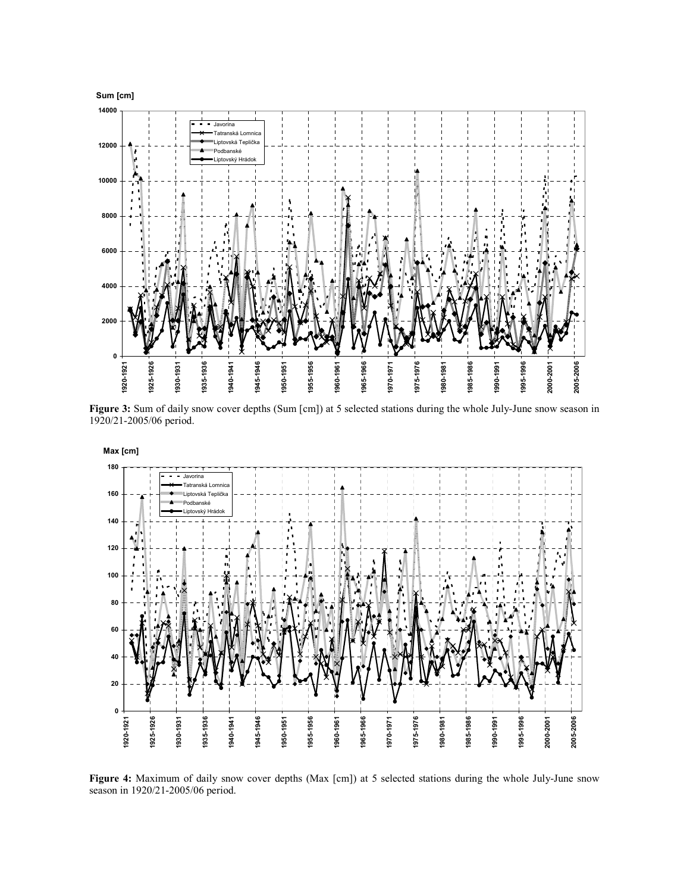**Figure 3:** Sum of daily snow cover depths (Sum [cm]) at 5 selected stations during the whole July-June snow season in 1920/21-2005/06 period.

**Figure 4:** Maximum of daily snow cover depths (Max [cm]) at 5 selected stations during the whole July-June snow season in 1920/21-2005/06 period.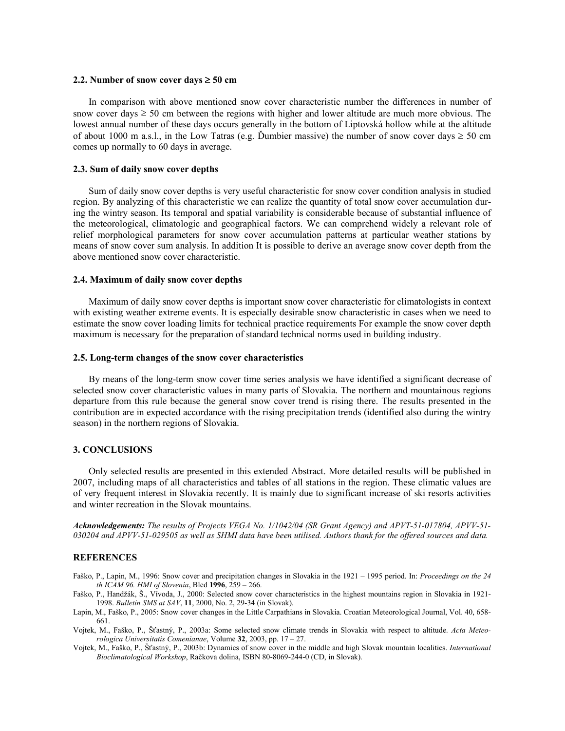### 2.2. Number of snow cover days ≥ 50 cm

In comparison with above mentioned snow cover characteristic number the differences in number of snow cover days ≥ 50 cm between the regions with higher and lower altitude are much more obvious. The lowest annual number of these days occurs generally in the bottom of Liptovská hollow while at the altitude of about 1000 m a.s.l., in the Low Tatras (e.g. Ďumbier massive) the number of snow cover days ≥ 50 cm comes up normally to 60 days in average.

### 2.3. Sum of daily snow cover depths

Sum of daily snow cover depths is very useful characteristic for snow cover condition analysis in studied region. By analyzing of this characteristic we can realize the quantity of total snow cover accumulation during the wintry season. Its temporal and spatial variability is considerable because of substantial influence of the meteorological, climatologic and geographical factors. We can comprehend widely a relevant role of relief morphological parameters for snow cover accumulation patterns at particular weather stations by means of snow cover sum analysis. In addition It is possible to derive an average snow cover depth from the above mentioned snow cover characteristic.

### 2.4. Maximum of daily snow cover depths

Maximum of daily snow cover depths is important snow cover characteristic for climatologists in context with existing weather extreme events. It is especially desirable snow characteristic in cases when we need to estimate the snow cover loading limits for technical practice requirements For example the snow cover depth maximum is necessary for the preparation of standard technical norms used in building industry.

### 2.5. Long-term changes of the snow cover characteristics

By means of the long-term snow cover time series analysis we have identified a significant decrease of selected snow cover characteristic values in many parts of Slovakia. The northern and mountainous regions departure from this rule because the general snow cover trend is rising there. The results presented in the contribution are in expected accordance with the rising precipitation trends (identified also during the wintry season) in the northern regions of Slovakia.

## 3. CONCLUSIONS

Only selected results are presented in this extended Abstract. More detailed results will be published in 2007, including maps of all characteristics and tables of all stations in the region. These climatic values are of very frequent interest in Slovakia recently. It is mainly due to significant increase of ski resorts activities and winter recreation in the Slovak mountains.

***Acknowledgements:*** *The results of Projects VEGA No. 1/1042/04 (SR Grant Agency) and APVT-51-017804, APVV-51-030204 and APVV-51-029505 as well as SHMI data have been utilised. Authors thank for the offered sources and data.*

## REFERENCES

Faško, P., Lapin, M., 1996: Snow cover and precipitation changes in Slovakia in the 1921 – 1995 period. In: *Proceedings on the 24 th ICAM 96. HMI of Slovenia*, Bled **1996**, 259 – 266.

Faško, P., Handžák, Š., Vivoda, J., 2000: Selected snow cover characteristics in the highest mountains region in Slovakia in 1921-1998. *Bulletin SMS at SAV*, **11**, 2000, No. 2, 29-34 (in Slovak).

Lapin, M., Faško, P., 2005: Snow cover changes in the Little Carpathians in Slovakia. Croatian Meteorological Journal, Vol. 40, 658-661.

Vojtek, M., Faško, P., Šťastný, P., 2003a: Some selected snow climate trends in Slovakia with respect to altitude. *Acta Meteorologica Universitatis Comenianae*, Volume **32**, 2003, pp. 17 – 27.

Vojtek, M., Faško, P., Šťastný, P., 2003b: Dynamics of snow cover in the middle and high Slovak mountain localities. *International Bioclimatological Workshop*, Račkova dolina, ISBN 80-8069-244-0 (CD, in Slovak).